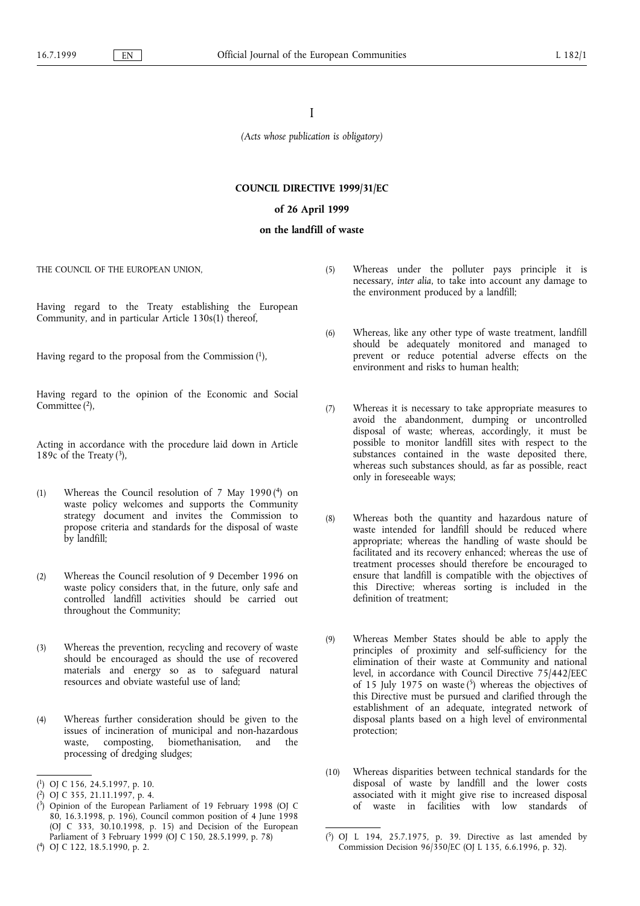I

*(Acts whose publication is obligatory)*

# COUNCIL DIRECTIVE 1999/31/EC

## of 26 April 1999

## on the landfill of waste

THE COUNCIL OF THE EUROPEAN UNION,

Having regard to the Treaty establishing the European Community, and in particular Article 130s(1) thereof,

Having regard to the proposal from the Commission [1],

Having regard to the opinion of the Economic and Social Committee [2],

Acting in accordance with the procedure laid down in Article 189c of the Treaty [3],

(1) Whereas the Council resolution of 7 May 1990 [4] on waste policy welcomes and supports the Community strategy document and invites the Commission to propose criteria and standards for the disposal of waste by landfill;

(2) Whereas the Council resolution of 9 December 1996 on waste policy considers that, in the future, only safe and controlled landfill activities should be carried out throughout the Community;

(3) Whereas the prevention, recycling and recovery of waste should be encouraged as should the use of recovered materials and energy so as to safeguard natural resources and obviate wasteful use of land;

(4) Whereas further consideration should be given to the issues of incineration of municipal and non-hazardous waste, composting, biomethanisation, and the processing of dredging sludges;

(5) Whereas under the polluter pays principle it is necessary, *inter alia*, to take into account any damage to the environment produced by a landfill;

(6) Whereas, like any other type of waste treatment, landfill should be adequately monitored and managed to prevent or reduce potential adverse effects on the environment and risks to human health;

(7) Whereas it is necessary to take appropriate measures to avoid the abandonment, dumping or uncontrolled disposal of waste; whereas, accordingly, it must be possible to monitor landfill sites with respect to the substances contained in the waste deposited there, whereas such substances should, as far as possible, react only in foreseeable ways;

(8) Whereas both the quantity and hazardous nature of waste intended for landfill should be reduced where appropriate; whereas the handling of waste should be facilitated and its recovery enhanced; whereas the use of treatment processes should therefore be encouraged to ensure that landfill is compatible with the objectives of this Directive; whereas sorting is included in the definition of treatment;

(9) Whereas Member States should be able to apply the principles of proximity and self-sufficiency for the elimination of their waste at Community and national level, in accordance with Council Directive 75/442/EEC of 15 July 1975 on waste [5] whereas the objectives of this Directive must be pursued and clarified through the establishment of an adequate, integrated network of disposal plants based on a high level of environmental protection;

(10) Whereas disparities between technical standards for the disposal of waste by landfill and the lower costs associated with it might give rise to increased disposal of waste in facilities with low standards of

---

[1] OJ C 156, 24.5.1997, p. 10.

[2] OJ C 355, 21.11.1997, p. 4.

[3] Opinion of the European Parliament of 19 February 1998 (OJ C 80, 16.3.1998, p. 196), Council common position of 4 June 1998 (OJ C 333, 30.10.1998, p. 15) and Decision of the European Parliament of 3 February 1999 (OJ C 150, 28.5.1999, p. 78)

[4] OJ C 122, 18.5.1990, p. 2.

[5] OJ L 194, 25.7.1975, p. 39. Directive as last amended by Commission Decision 96/350/EC (OJ L 135, 6.6.1996, p. 32).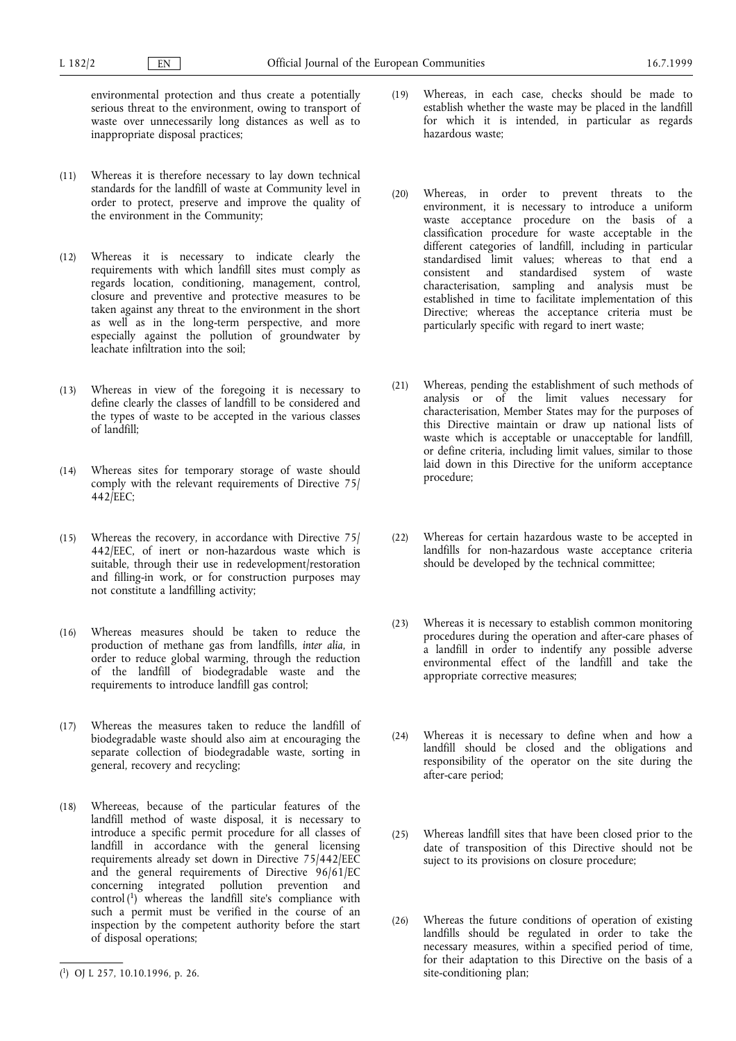environmental protection and thus create a potentially serious threat to the environment, owing to transport of waste over unnecessarily long distances as well as to inappropriate disposal practices;

(11) Whereas it is therefore necessary to lay down technical standards for the landfill of waste at Community level in order to protect, preserve and improve the quality of the environment in the Community;

(12) Whereas it is necessary to indicate clearly the requirements with which landfill sites must comply as regards location, conditioning, management, control, closure and preventive and protective measures to be taken against any threat to the environment in the short as well as in the long-term perspective, and more especially against the pollution of groundwater by leachate infiltration into the soil;

(13) Whereas in view of the foregoing it is necessary to define clearly the classes of landfill to be considered and the types of waste to be accepted in the various classes of landfill;

(14) Whereas sites for temporary storage of waste should comply with the relevant requirements of Directive 75/442/EEC;

(15) Whereas the recovery, in accordance with Directive 75/442/EEC, of inert or non-hazardous waste which is suitable, through their use in redevelopment/restoration and filling-in work, or for construction purposes may not constitute a landfilling activity;

(16) Whereas measures should be taken to reduce the production of methane gas from landfills, *inter alia*, in order to reduce global warming, through the reduction of the landfill of biodegradable waste and the requirements to introduce landfill gas control;

(17) Whereas the measures taken to reduce the landfill of biodegradable waste should also aim at encouraging the separate collection of biodegradable waste, sorting in general, recovery and recycling;

(18) Whereeas, because of the particular features of the landfill method of waste disposal, it is necessary to introduce a specific permit procedure for all classes of landfill in accordance with the general licensing requirements already set down in Directive 75/442/EEC and the general requirements of Directive 96/61/EC concerning integrated pollution prevention and control [1] whereas the landfill site's compliance with such a permit must be verified in the course of an inspection by the competent authority before the start of disposal operations;

(19) Whereas, in each case, checks should be made to establish whether the waste may be placed in the landfill for which it is intended, in particular as regards hazardous waste;

(20) Whereas, in order to prevent threats to the environment, it is necessary to introduce a uniform waste acceptance procedure on the basis of a classification procedure for waste acceptable in the different categories of landfill, including in particular standardised limit values; whereas to that end a consistent and standardised system of waste characterisation, sampling and analysis must be established in time to facilitate implementation of this Directive; whereas the acceptance criteria must be particularly specific with regard to inert waste;

(21) Whereas, pending the establishment of such methods of analysis or of the limit values necessary for characterisation, Member States may for the purposes of this Directive maintain or draw up national lists of waste which is acceptable or unacceptable for landfill, or define criteria, including limit values, similar to those laid down in this Directive for the uniform acceptance procedure;

(22) Whereas for certain hazardous waste to be accepted in landfills for non-hazardous waste acceptance criteria should be developed by the technical committee;

(23) Whereas it is necessary to establish common monitoring procedures during the operation and after-care phases of a landfill in order to indentify any possible adverse environmental effect of the landfill and take the appropriate corrective measures;

(24) Whereas it is necessary to define when and how a landfill should be closed and the obligations and responsibility of the operator on the site during the after-care period;

(25) Whereas landfill sites that have been closed prior to the date of transposition of this Directive should not be suject to its provisions on closure procedure;

(26) Whereas the future conditions of operation of existing landfills should be regulated in order to take the necessary measures, within a specified period of time, for their adaptation to this Directive on the basis of a site-conditioning plan;

[1] OJ L 257, 10.10.1996, p. 26.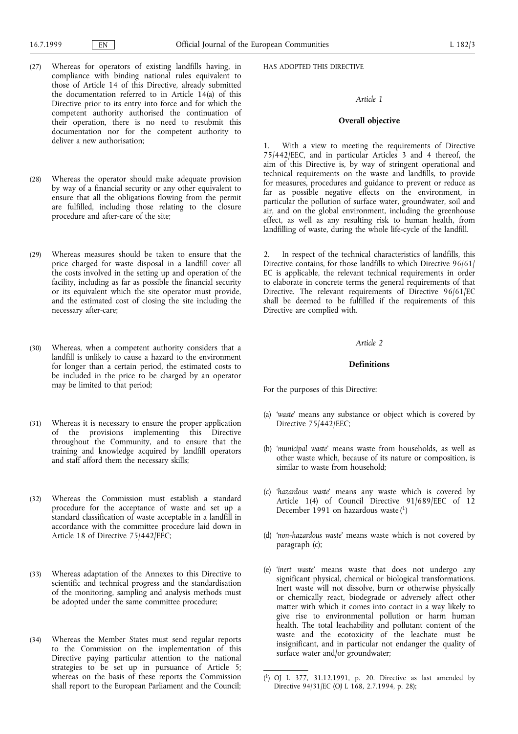(27) Whereas for operators of existing landfills having, in compliance with binding national rules equivalent to those of Article 14 of this Directive, already submitted the documentation referred to in Article 14(a) of this Directive prior to its entry into force and for which the competent authority authorised the continuation of their operation, there is no need to resubmit this documentation nor for the competent authority to deliver a new authorisation;

(28) Whereas the operator should make adequate provision by way of a financial security or any other equivalent to ensure that all the obligations flowing from the permit are fulfilled, including those relating to the closure procedure and after-care of the site;

(29) Whereas measures should be taken to ensure that the price charged for waste disposal in a landfill cover all the costs involved in the setting up and operation of the facility, including as far as possible the financial security or its equivalent which the site operator must provide, and the estimated cost of closing the site including the necessary after-care;

(30) Whereas, when a competent authority considers that a landfill is unlikely to cause a hazard to the environment for longer than a certain period, the estimated costs to be included in the price to be charged by an operator may be limited to that period;

(31) Whereas it is necessary to ensure the proper application of the provisions implementing this Directive throughout the Community, and to ensure that the training and knowledge acquired by landfill operators and staff afford them the necessary skills;

(32) Whereas the Commission must establish a standard procedure for the acceptance of waste and set up a standard classification of waste acceptable in a landfill in accordance with the committee procedure laid down in Article 18 of Directive 75/442/EEC;

(33) Whereas adaptation of the Annexes to this Directive to scientific and technical progress and the standardisation of the monitoring, sampling and analysis methods must be adopted under the same committee procedure;

(34) Whereas the Member States must send regular reports to the Commission on the implementation of this Directive paying particular attention to the national strategies to be set up in pursuance of Article 5; whereas on the basis of these reports the Commission shall report to the European Parliament and the Council;

HAS ADOPTED THIS DIRECTIVE

*Article 1*

**Overall objective**

1. With a view to meeting the requirements of Directive 75/442/EEC, and in particular Articles 3 and 4 thereof, the aim of this Directive is, by way of stringent operational and technical requirements on the waste and landfills, to provide for measures, procedures and guidance to prevent or reduce as far as possible negative effects on the environment, in particular the pollution of surface water, groundwater, soil and air, and on the global environment, including the greenhouse effect, as well as any resulting risk to human health, from landfilling of waste, during the whole life-cycle of the landfill.

2. In respect of the technical characteristics of landfills, this Directive contains, for those landfills to which Directive 96/61/EC is applicable, the relevant technical requirements in order to elaborate in concrete terms the general requirements of that Directive. The relevant requirements of Directive 96/61/EC shall be deemed to be fulfilled if the requirements of this Directive are complied with.

*Article 2*

**Definitions**

For the purposes of this Directive:

(a) '*waste*' means any substance or object which is covered by Directive 75/442/EEC;

(b) '*municipal waste*' means waste from households, as well as other waste which, because of its nature or composition, is similar to waste from household;

(c) '*hazardous waste*' means any waste which is covered by Article 1(4) of Council Directive 91/689/EEC of 12 December 1991 on hazardous waste [1]

(d) '*non-hazardous waste*' means waste which is not covered by paragraph (c);

(e) '*inert waste*' means waste that does not undergo any significant physical, chemical or biological transformations. Inert waste will not dissolve, burn or otherwise physically or chemically react, biodegrade or adversely affect other matter with which it comes into contact in a way likely to give rise to environmental pollution or harm human health. The total leachability and pollutant content of the waste and the ecotoxicity of the leachate must be insignificant, and in particular not endanger the quality of surface water and/or groundwater;

---

[1] OJ L 377, 31.12.1991, p. 20. Directive as last amended by Directive 94/31/EC (OJ L 168, 2.7.1994, p. 28);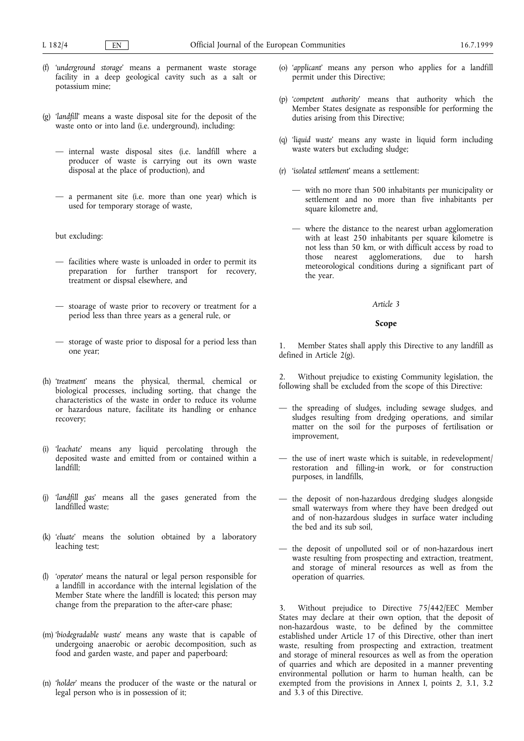(f) '*underground storage*' means a permanent waste storage facility in a deep geological cavity such as a salt or potassium mine;

(g) '*landfill*' means a waste disposal site for the deposit of the waste onto or into land (i.e. underground), including:

— internal waste disposal sites (i.e. landfill where a producer of waste is carrying out its own waste disposal at the place of production), and

— a permanent site (i.e. more than one year) which is used for temporary storage of waste,

but excluding:

— facilities where waste is unloaded in order to permit its preparation for further transport for recovery, treatment or dispsal elsewhere, and

— stoarage of waste prior to recovery or treatment for a period less than three years as a general rule, or

— storage of waste prior to disposal for a period less than one year;

(h) '*treatment*' means the physical, thermal, chemical or biological processes, including sorting, that change the characteristics of the waste in order to reduce its volume or hazardous nature, facilitate its handling or enhance recovery;

(i) '*leachate*' means any liquid percolating through the deposited waste and emitted from or contained within a landfill;

(j) '*landfill gas*' means all the gases generated from the landfilled waste;

(k) '*eluate*' means the solution obtained by a laboratory leaching test;

(l) '*operator*' means the natural or legal person responsible for a landfill in accordance with the internal legislation of the Member State where the landfill is located; this person may change from the preparation to the after-care phase;

(m) '*biodegradable waste*' means any waste that is capable of undergoing anaerobic or aerobic decomposition, such as food and garden waste, and paper and paperboard;

(n) '*holder*' means the producer of the waste or the natural or legal person who is in possession of it;

(o) '*applicant*' means any person who applies for a landfill permit under this Directive;

(p) '*competent authority*' means that authority which the Member States designate as responsible for performing the duties arising from this Directive;

(q) '*liquid waste*' means any waste in liquid form including waste waters but excluding sludge;

(r) '*isolated settlement*' means a settlement:

— with no more than 500 inhabitants per municipality or settlement and no more than five inhabitants per square kilometre and,

— where the distance to the nearest urban agglomeration with at least 250 inhabitants per square kilometre is not less than 50 km, or with difficult access by road to those nearest agglomerations, due to harsh meteorological conditions during a significant part of the year.

*Article 3*

**Scope**

1. Member States shall apply this Directive to any landfill as defined in Article 2(g).

2. Without prejudice to existing Community legislation, the following shall be excluded from the scope of this Directive:

— the spreading of sludges, including sewage sludges, and sludges resulting from dredging operations, and similar matter on the soil for the purposes of fertilisation or improvement,

— the use of inert waste which is suitable, in redevelopment/restoration and filling-in work, or for construction purposes, in landfills,

— the deposit of non-hazardous dredging sludges alongside small waterways from where they have been dredged out and of non-hazardous sludges in surface water including the bed and its sub soil,

— the deposit of unpolluted soil or of non-hazardous inert waste resulting from prospecting and extraction, treatment, and storage of mineral resources as well as from the operation of quarries.

3. Without prejudice to Directive 75/442/EEC Member States may declare at their own option, that the deposit of non-hazardous waste, to be defined by the committee established under Article 17 of this Directive, other than inert waste, resulting from prospecting and extraction, treatment and storage of mineral resources as well as from the operation of quarries and which are deposited in a manner preventing environmental pollution or harm to human health, can be exempted from the provisions in Annex I, points 2, 3.1, 3.2 and 3.3 of this Directive.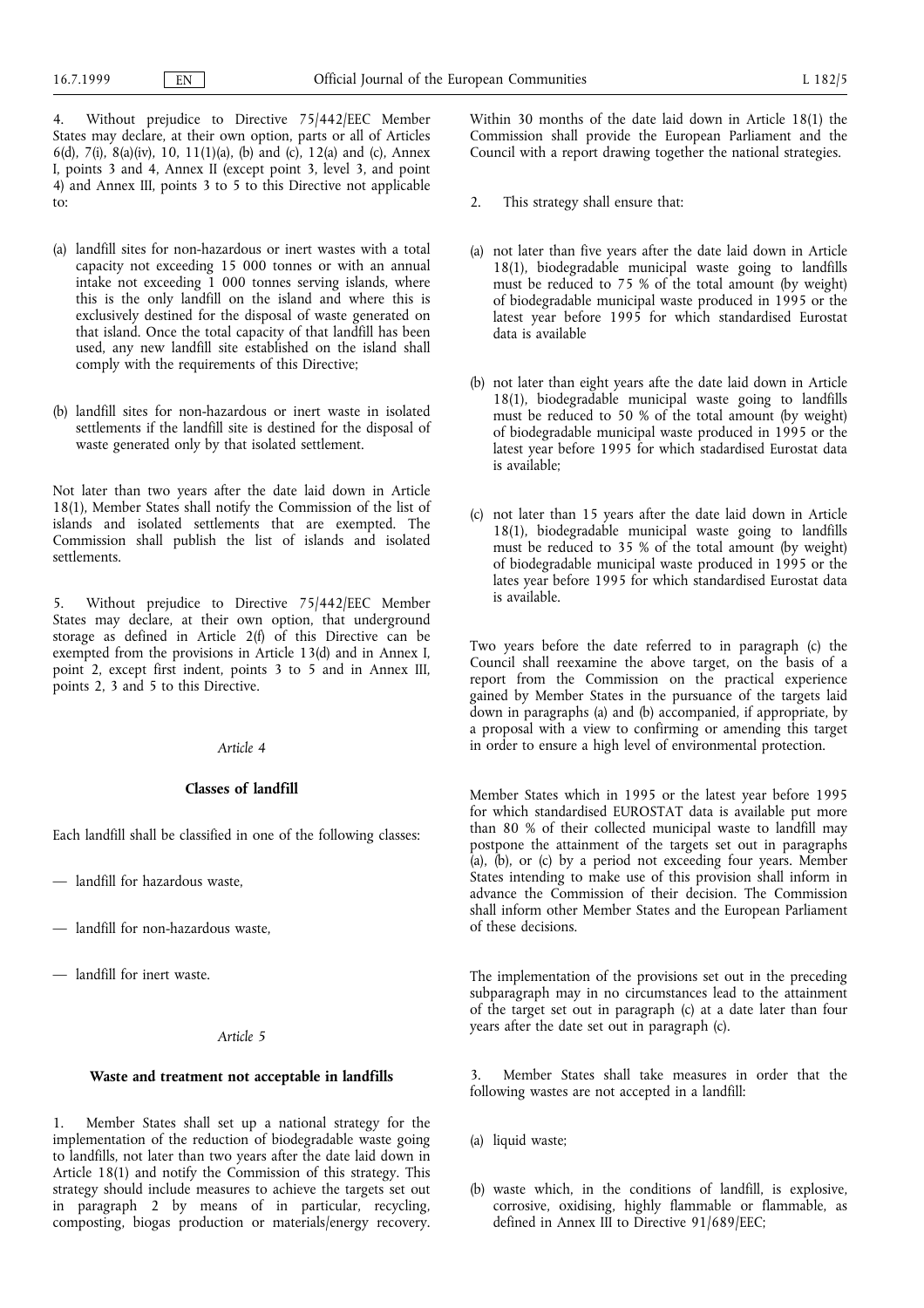4. Without prejudice to Directive 75/442/EEC Member States may declare, at their own option, parts or all of Articles 6(d), 7(i), 8(a)(iv), 10, 11(1)(a), (b) and (c), 12(a) and (c), Annex I, points 3 and 4, Annex II (except point 3, level 3, and point 4) and Annex III, points 3 to 5 to this Directive not applicable to:

(a) landfill sites for non-hazardous or inert wastes with a total capacity not exceeding 15 000 tonnes or with an annual intake not exceeding 1 000 tonnes serving islands, where this is the only landfill on the island and where this is exclusively destined for the disposal of waste generated on that island. Once the total capacity of that landfill has been used, any new landfill site established on the island shall comply with the requirements of this Directive;

(b) landfill sites for non-hazardous or inert waste in isolated settlements if the landfill site is destined for the disposal of waste generated only by that isolated settlement.

Not later than two years after the date laid down in Article 18(1), Member States shall notify the Commission of the list of islands and isolated settlements that are exempted. The Commission shall publish the list of islands and isolated settlements.

5. Without prejudice to Directive 75/442/EEC Member States may declare, at their own option, that underground storage as defined in Article 2(f) of this Directive can be exempted from the provisions in Article 13(d) and in Annex I, point 2, except first indent, points 3 to 5 and in Annex III, points 2, 3 and 5 to this Directive.

*Article 4*

**Classes of landfill**

Each landfill shall be classified in one of the following classes:

— landfill for hazardous waste,

— landfill for non-hazardous waste,

— landfill for inert waste.

*Article 5*

**Waste and treatment not acceptable in landfills**

1. Member States shall set up a national strategy for the implementation of the reduction of biodegradable waste going to landfills, not later than two years after the date laid down in Article 18(1) and notify the Commission of this strategy. This strategy should include measures to achieve the targets set out in paragraph 2 by means of in particular, recycling, composting, biogas production or materials/energy recovery. Within 30 months of the date laid down in Article 18(1) the Commission shall provide the European Parliament and the Council with a report drawing together the national strategies.

2. This strategy shall ensure that:

(a) not later than five years after the date laid down in Article 18(1), biodegradable municipal waste going to landfills must be reduced to 75 % of the total amount (by weight) of biodegradable municipal waste produced in 1995 or the latest year before 1995 for which standardised Eurostat data is available

(b) not later than eight years afte the date laid down in Article 18(1), biodegradable municipal waste going to landfills must be reduced to 50 % of the total amount (by weight) of biodegradable municipal waste produced in 1995 or the latest year before 1995 for which stadardised Eurostat data is available;

(c) not later than 15 years after the date laid down in Article 18(1), biodegradable municipal waste going to landfills must be reduced to 35 % of the total amount (by weight) of biodegradable municipal waste produced in 1995 or the lates year before 1995 for which standardised Eurostat data is available.

Two years before the date referred to in paragraph (c) the Council shall reexamine the above target, on the basis of a report from the Commission on the practical experience gained by Member States in the pursuance of the targets laid down in paragraphs (a) and (b) accompanied, if appropriate, by a proposal with a view to confirming or amending this target in order to ensure a high level of environmental protection.

Member States which in 1995 or the latest year before 1995 for which standardised EUROSTAT data is available put more than 80 % of their collected municipal waste to landfill may postpone the attainment of the targets set out in paragraphs (a), (b), or (c) by a period not exceeding four years. Member States intending to make use of this provision shall inform in advance the Commission of their decision. The Commission shall inform other Member States and the European Parliament of these decisions.

The implementation of the provisions set out in the preceding subparagraph may in no circumstances lead to the attainment of the target set out in paragraph (c) at a date later than four years after the date set out in paragraph (c).

3. Member States shall take measures in order that the following wastes are not accepted in a landfill:

(a) liquid waste;

(b) waste which, in the conditions of landfill, is explosive, corrosive, oxidising, highly flammable or flammable, as defined in Annex III to Directive 91/689/EEC;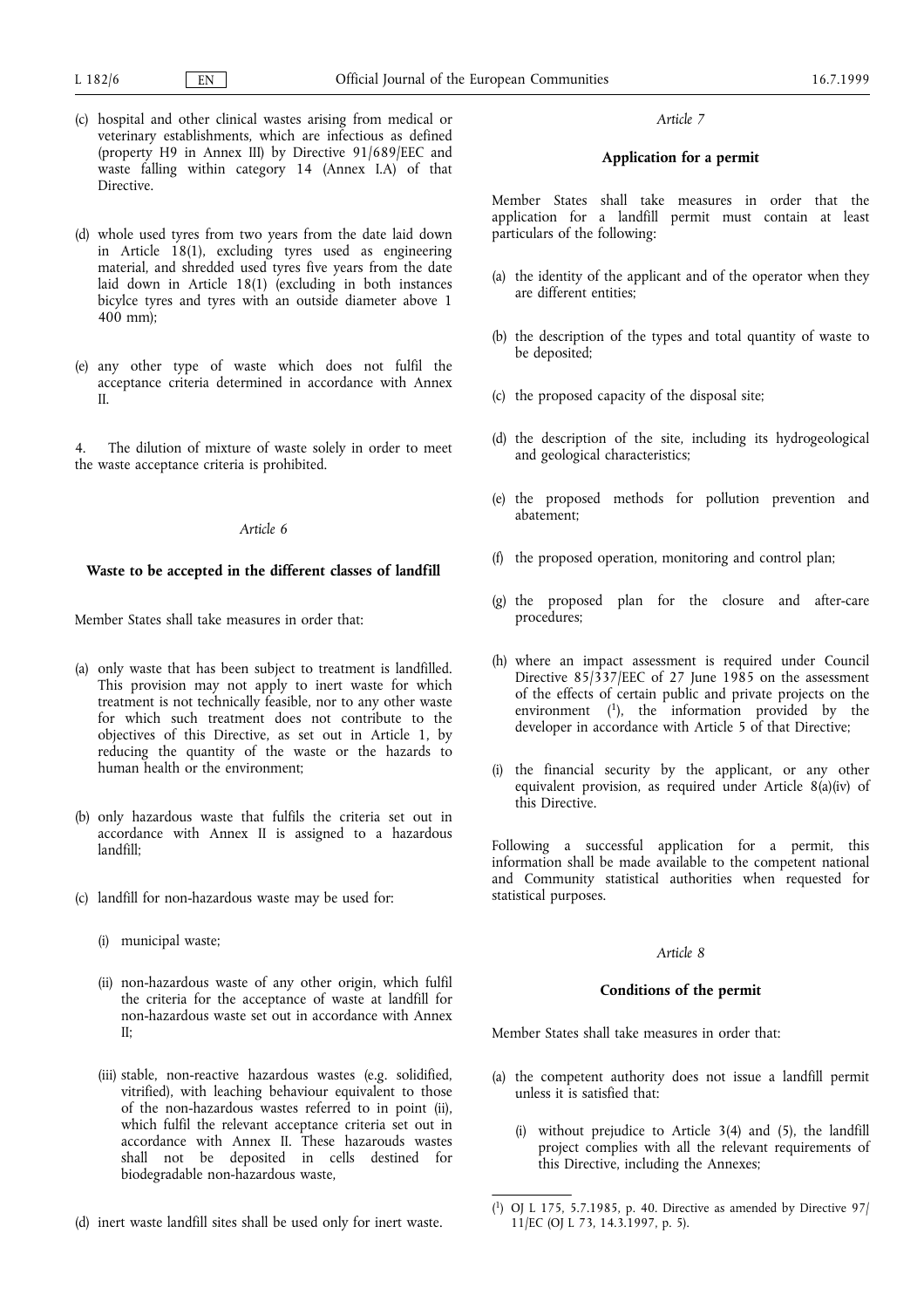(c) hospital and other clinical wastes arising from medical or veterinary establishments, which are infectious as defined (property H9 in Annex III) by Directive 91/689/EEC and waste falling within category 14 (Annex I.A) of that Directive.

(d) whole used tyres from two years from the date laid down in Article 18(1), excluding tyres used as engineering material, and shredded used tyres five years from the date laid down in Article 18(1) (excluding in both instances bicylce tyres and tyres with an outside diameter above 1 400 mm);

(e) any other type of waste which does not fulfil the acceptance criteria determined in accordance with Annex II.

4. The dilution of mixture of waste solely in order to meet the waste acceptance criteria is prohibited.

*Article 6*

**Waste to be accepted in the different classes of landfill**

Member States shall take measures in order that:

(a) only waste that has been subject to treatment is landfilled. This provision may not apply to inert waste for which treatment is not technically feasible, nor to any other waste for which such treatment does not contribute to the objectives of this Directive, as set out in Article 1, by reducing the quantity of the waste or the hazards to human health or the environment;

(b) only hazardous waste that fulfils the criteria set out in accordance with Annex II is assigned to a hazardous landfill;

(c) landfill for non-hazardous waste may be used for:

   (i) municipal waste;

   (ii) non-hazardous waste of any other origin, which fulfil the criteria for the acceptance of waste at landfill for non-hazardous waste set out in accordance with Annex II;

   (iii) stable, non-reactive hazardous wastes (e.g. solidified, vitrified), with leaching behaviour equivalent to those of the non-hazardous wastes referred to in point (ii), which fulfil the relevant acceptance criteria set out in accordance with Annex II. These hazarouds wastes shall not be deposited in cells destined for biodegradable non-hazardous waste,

(d) inert waste landfill sites shall be used only for inert waste.

*Article 7*

**Application for a permit**

Member States shall take measures in order that the application for a landfill permit must contain at least particulars of the following:

(a) the identity of the applicant and of the operator when they are different entities;

(b) the description of the types and total quantity of waste to be deposited;

(c) the proposed capacity of the disposal site;

(d) the description of the site, including its hydrogeological and geological characteristics;

(e) the proposed methods for pollution prevention and abatement;

(f) the proposed operation, monitoring and control plan;

(g) the proposed plan for the closure and after-care procedures;

(h) where an impact assessment is required under Council Directive 85/337/EEC of 27 June 1985 on the assessment of the effects of certain public and private projects on the environment [1], the information provided by the developer in accordance with Article 5 of that Directive;

(i) the financial security by the applicant, or any other equivalent provision, as required under Article 8(a)(iv) of this Directive.

Following a successful application for a permit, this information shall be made available to the competent national and Community statistical authorities when requested for statistical purposes.

*Article 8*

**Conditions of the permit**

Member States shall take measures in order that:

(a) the competent authority does not issue a landfill permit unless it is satisfied that:

   (i) without prejudice to Article 3(4) and (5), the landfill project complies with all the relevant requirements of this Directive, including the Annexes;

---

[1] OJ L 175, 5.7.1985, p. 40. Directive as amended by Directive 97/11/EC (OJ L 73, 14.3.1997, p. 5).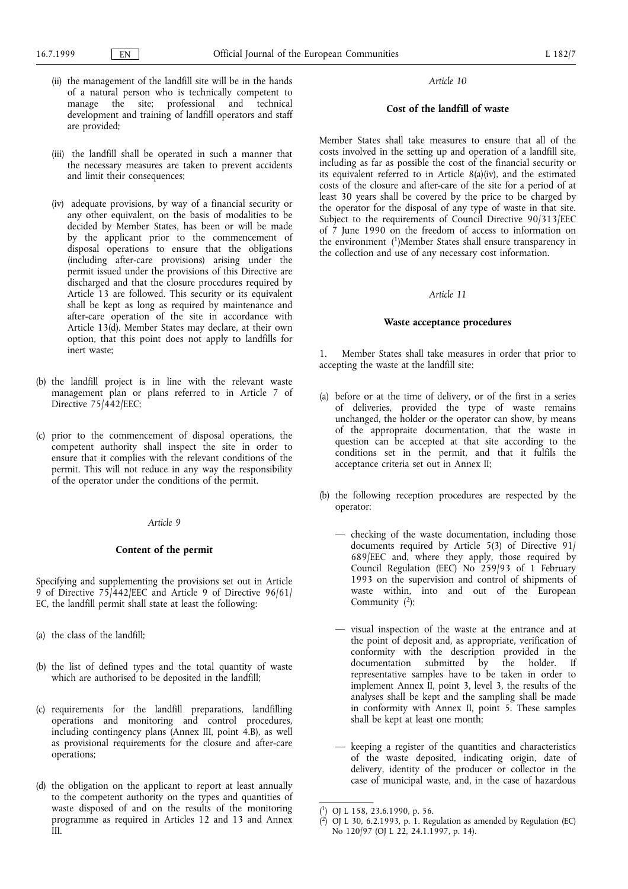(ii) the management of the landfill site will be in the hands of a natural person who is technically competent to manage the site; professional and technical development and training of landfill operators and staff are provided;

(iii) the landfill shall be operated in such a manner that the necessary measures are taken to prevent accidents and limit their consequences;

(iv) adequate provisions, by way of a financial security or any other equivalent, on the basis of modalities to be decided by Member States, has been or will be made by the applicant prior to the commencement of disposal operations to ensure that the obligations (including after-care provisions) arising under the permit issued under the provisions of this Directive are discharged and that the closure procedures required by Article 13 are followed. This security or its equivalent shall be kept as long as required by maintenance and after-care operation of the site in accordance with Article 13(d). Member States may declare, at their own option, that this point does not apply to landfills for inert waste;

(b) the landfill project is in line with the relevant waste management plan or plans referred to in Article 7 of Directive 75/442/EEC;

(c) prior to the commencement of disposal operations, the competent authority shall inspect the site in order to ensure that it complies with the relevant conditions of the permit. This will not reduce in any way the responsibility of the operator under the conditions of the permit.

*Article 9*

**Content of the permit**

Specifying and supplementing the provisions set out in Article 9 of Directive 75/442/EEC and Article 9 of Directive 96/61/EC, the landfill permit shall state at least the following:

(a) the class of the landfill;

(b) the list of defined types and the total quantity of waste which are authorised to be deposited in the landfill;

(c) requirements for the landfill preparations, landfilling operations and monitoring and control procedures, including contingency plans (Annex III, point 4.B), as well as provisional requirements for the closure and after-care operations;

(d) the obligation on the applicant to report at least annually to the competent authority on the types and quantities of waste disposed of and on the results of the monitoring programme as required in Articles 12 and 13 and Annex III.

*Article 10*

**Cost of the landfill of waste**

Member States shall take measures to ensure that all of the costs involved in the setting up and operation of a landfill site, including as far as possible the cost of the financial security or its equivalent referred to in Article 8(a)(iv), and the estimated costs of the closure and after-care of the site for a period of at least 30 years shall be covered by the price to be charged by the operator for the disposal of any type of waste in that site. Subject to the requirements of Council Directive 90/313/EEC of 7 June 1990 on the freedom of access to information on the environment [1]Member States shall ensure transparency in the collection and use of any necessary cost information.

*Article 11*

**Waste acceptance procedures**

1. Member States shall take measures in order that prior to accepting the waste at the landfill site:

(a) before or at the time of delivery, or of the first in a series of deliveries, provided the type of waste remains unchanged, the holder or the operator can show, by means of the appropraite documentation, that the waste in question can be accepted at that site according to the conditions set in the permit, and that it fulfils the acceptance criteria set out in Annex II;

(b) the following reception procedures are respected by the operator:

— checking of the waste documentation, including those documents required by Article 5(3) of Directive 91/689/EEC and, where they apply, those required by Council Regulation (EEC) No 259/93 of 1 February 1993 on the supervision and control of shipments of waste within, into and out of the European Community [2];

— visual inspection of the waste at the entrance and at the point of deposit and, as appropriate, verification of conformity with the description provided in the documentation submitted by the holder. If representative samples have to be taken in order to implement Annex II, point 3, level 3, the results of the analyses shall be kept and the sampling shall be made in conformity with Annex II, point 5. These samples shall be kept at least one month;

— keeping a register of the quantities and characteristics of the waste deposited, indicating origin, date of delivery, identity of the producer or collector in the case of municipal waste, and, in the case of hazardous

---

[1] OJ L 158, 23.6.1990, p. 56.

[2] OJ L 30, 6.2.1993, p. 1. Regulation as amended by Regulation (EC) No 120/97 (OJ L 22, 24.1.1997, p. 14).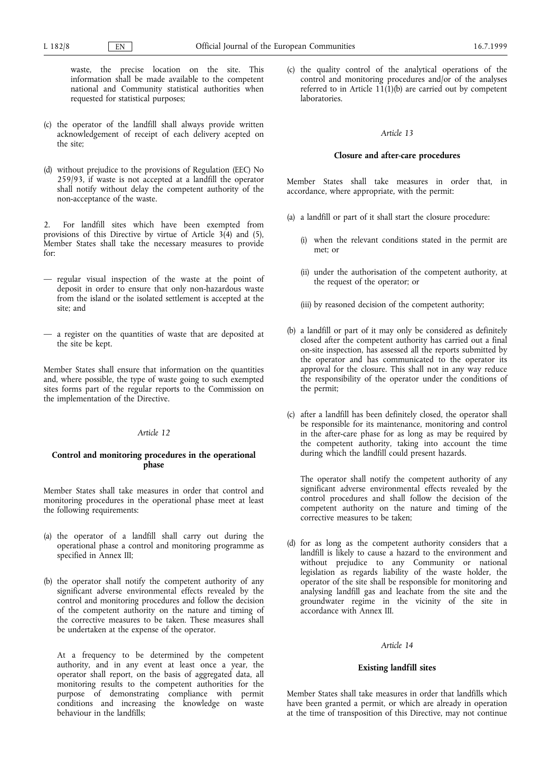waste, the precise location on the site. This information shall be made available to the competent national and Community statistical authorities when requested for statistical purposes;

(c) the operator of the landfill shall always provide written acknowledgement of receipt of each delivery accepted on the site;

(d) without prejudice to the provisions of Regulation (EEC) No 259/93, if waste is not accepted at a landfill the operator shall notify without delay the competent authority of the non-acceptance of the waste.

2. For landfill sites which have been exempted from provisions of this Directive by virtue of Article 3(4) and (5), Member States shall take the necessary measures to provide for:

— regular visual inspection of the waste at the point of deposit in order to ensure that only non-hazardous waste from the island or the isolated settlement is accepted at the site; and

— a register on the quantities of waste that are deposited at the site be kept.

Member States shall ensure that information on the quantities and, where possible, the type of waste going to such exempted sites forms part of the regular reports to the Commission on the implementation of the Directive.

*Article 12*

**Control and monitoring procedures in the operational phase**

Member States shall take measures in order that control and monitoring procedures in the operational phase meet at least the following requirements:

(a) the operator of a landfill shall carry out during the operational phase a control and monitoring programme as specified in Annex III;

(b) the operator shall notify the competent authority of any significant adverse environmental effects revealed by the control and monitoring procedures and follow the decision of the competent authority on the nature and timing of the corrective measures to be taken. These measures shall be undertaken at the expense of the operator.

At a frequency to be determined by the competent authority, and in any event at least once a year, the operator shall report, on the basis of aggregated data, all monitoring results to the competent authorities for the purpose of demonstrating compliance with permit conditions and increasing the knowledge on waste behaviour in the landfills;

(c) the quality control of the analytical operations of the control and monitoring procedures and/or of the analyses referred to in Article 11(1)(b) are carried out by competent laboratories.

*Article 13*

**Closure and after-care procedures**

Member States shall take measures in order that, in accordance, where appropriate, with the permit:

(a) a landfill or part of it shall start the closure procedure:

(i) when the relevant conditions stated in the permit are met; or

(ii) under the authorisation of the competent authority, at the request of the operator; or

(iii) by reasoned decision of the competent authority;

(b) a landfill or part of it may only be considered as definitely closed after the competent authority has carried out a final on-site inspection, has assessed all the reports submitted by the operator and has communicated to the operator its approval for the closure. This shall not in any way reduce the responsibility of the operator under the conditions of the permit;

(c) after a landfill has been definitely closed, the operator shall be responsible for its maintenance, monitoring and control in the after-care phase for as long as may be required by the competent authority, taking into account the time during which the landfill could present hazards.

The operator shall notify the competent authority of any significant adverse environmental effects revealed by the control procedures and shall follow the decision of the competent authority on the nature and timing of the corrective measures to be taken;

(d) for as long as the competent authority considers that a landfill is likely to cause a hazard to the environment and without prejudice to any Community or national legislation as regards liability of the waste holder, the operator of the site shall be responsible for monitoring and analysing landfill gas and leachate from the site and the groundwater regime in the vicinity of the site in accordance with Annex III.

*Article 14*

**Existing landfill sites**

Member States shall take measures in order that landfills which have been granted a permit, or which are already in operation at the time of transposition of this Directive, may not continue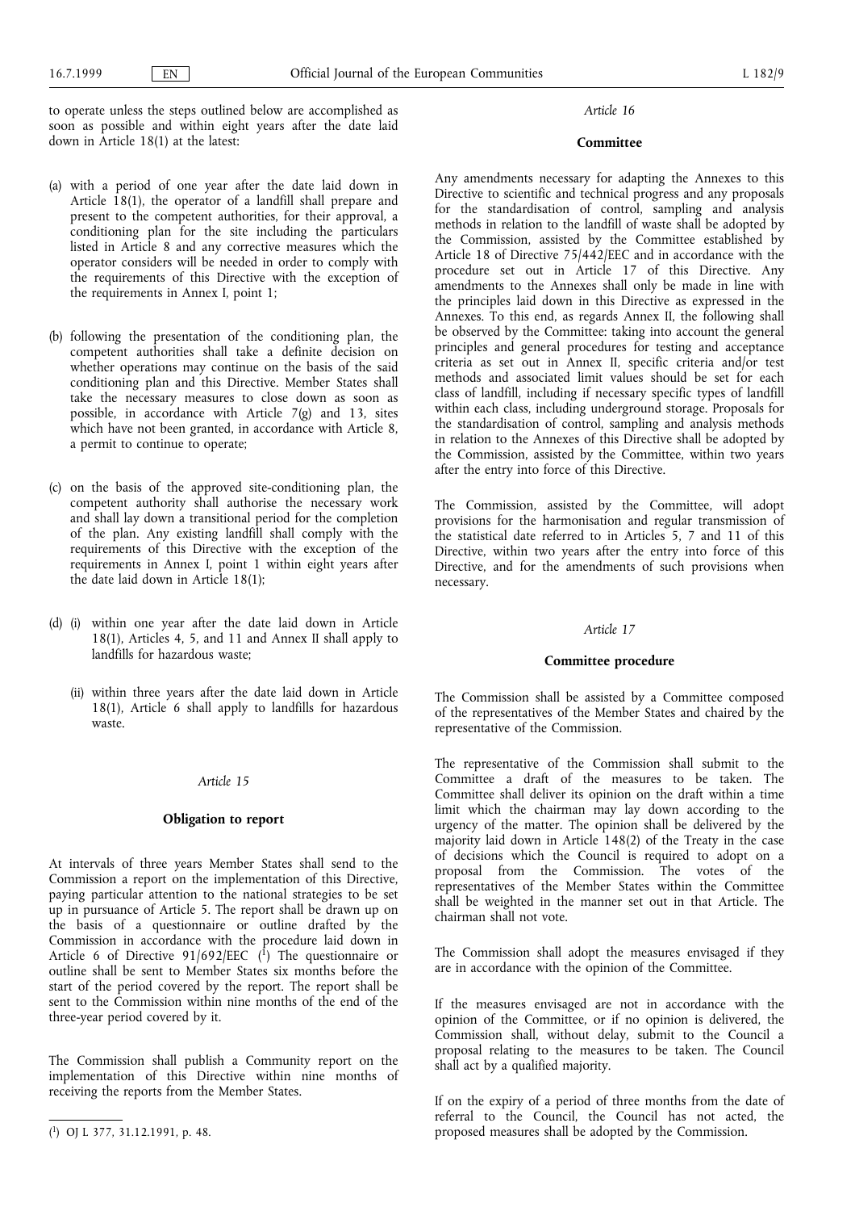to operate unless the steps outlined below are accomplished as soon as possible and within eight years after the date laid down in Article 18(1) at the latest:

(a) with a period of one year after the date laid down in Article 18(1), the operator of a landfill shall prepare and present to the competent authorities, for their approval, a conditioning plan for the site including the particulars listed in Article 8 and any corrective measures which the operator considers will be needed in order to comply with the requirements of this Directive with the exception of the requirements in Annex I, point 1;

(b) following the presentation of the conditioning plan, the competent authorities shall take a definite decision on whether operations may continue on the basis of the said conditioning plan and this Directive. Member States shall take the necessary measures to close down as soon as possible, in accordance with Article 7(g) and 13, sites which have not been granted, in accordance with Article 8, a permit to continue to operate;

(c) on the basis of the approved site-conditioning plan, the competent authority shall authorise the necessary work and shall lay down a transitional period for the completion of the plan. Any existing landfill shall comply with the requirements of this Directive with the exception of the requirements in Annex I, point 1 within eight years after the date laid down in Article 18(1);

(d) (i) within one year after the date laid down in Article 18(1), Articles 4, 5, and 11 and Annex II shall apply to landfills for hazardous waste;

(ii) within three years after the date laid down in Article 18(1), Article 6 shall apply to landfills for hazardous waste.

*Article 15*

**Obligation to report**

At intervals of three years Member States shall send to the Commission a report on the implementation of this Directive, paying particular attention to the national strategies to be set up in pursuance of Article 5. The report shall be drawn up on the basis of a questionnaire or outline drafted by the Commission in accordance with the procedure laid down in Article 6 of Directive 91/692/EEC ([1]) The questionnaire or outline shall be sent to Member States six months before the start of the period covered by the report. The report shall be sent to the Commission within nine months of the end of the three-year period covered by it.

The Commission shall publish a Community report on the implementation of this Directive within nine months of receiving the reports from the Member States.

([1]) OJ L 377, 31.12.1991, p. 48.

*Article 16*

**Committee**

Any amendments necessary for adapting the Annexes to this Directive to scientific and technical progress and any proposals for the standardisation of control, sampling and analysis methods in relation to the landfill of waste shall be adopted by the Commission, assisted by the Committee established by Article 18 of Directive 75/442/EEC and in accordance with the procedure set out in Article 17 of this Directive. Any amendments to the Annexes shall only be made in line with the principles laid down in this Directive as expressed in the Annexes. To this end, as regards Annex II, the following shall be observed by the Committee: taking into account the general principles and general procedures for testing and acceptance criteria as set out in Annex II, specific criteria and/or test methods and associated limit values should be set for each class of landfill, including if necessary specific types of landfill within each class, including underground storage. Proposals for the standardisation of control, sampling and analysis methods in relation to the Annexes of this Directive shall be adopted by the Commission, assisted by the Committee, within two years after the entry into force of this Directive.

The Commission, assisted by the Committee, will adopt provisions for the harmonisation and regular transmission of the statistical date referred to in Articles 5, 7 and 11 of this Directive, within two years after the entry into force of this Directive, and for the amendments of such provisions when necessary.

*Article 17*

**Committee procedure**

The Commission shall be assisted by a Committee composed of the representatives of the Member States and chaired by the representative of the Commission.

The representative of the Commission shall submit to the Committee a draft of the measures to be taken. The Committee shall deliver its opinion on the draft within a time limit which the chairman may lay down according to the urgency of the matter. The opinion shall be delivered by the majority laid down in Article 148(2) of the Treaty in the case of decisions which the Council is required to adopt on a proposal from the Commission. The votes of the representatives of the Member States within the Committee shall be weighted in the manner set out in that Article. The chairman shall not vote.

The Commission shall adopt the measures envisaged if they are in accordance with the opinion of the Committee.

If the measures envisaged are not in accordance with the opinion of the Committee, or if no opinion is delivered, the Commission shall, without delay, submit to the Council a proposal relating to the measures to be taken. The Council shall act by a qualified majority.

If on the expiry of a period of three months from the date of referral to the Council, the Council has not acted, the proposed measures shall be adopted by the Commission.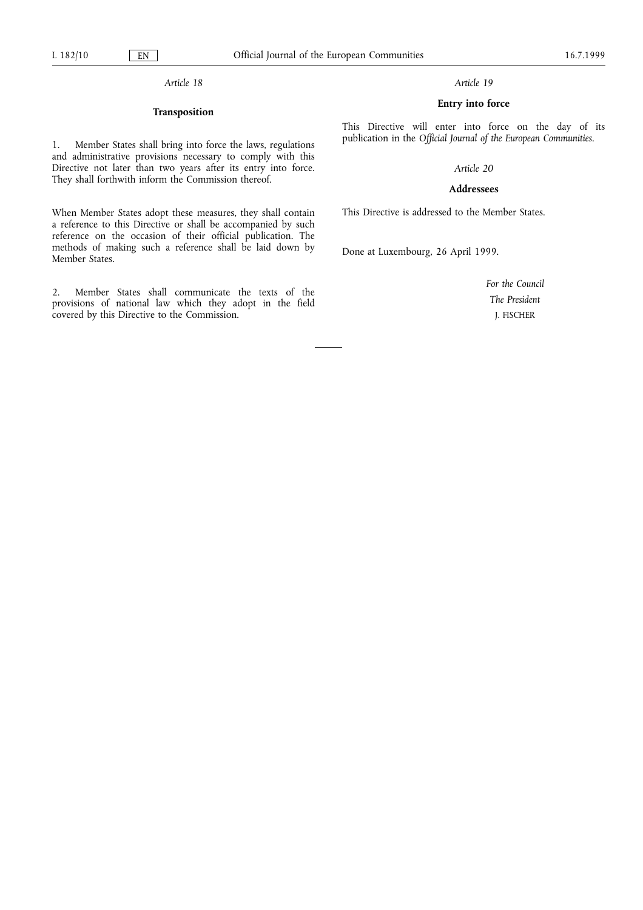*Article 18*

**Transposition**

1. Member States shall bring into force the laws, regulations and administrative provisions necessary to comply with this Directive not later than two years after its entry into force. They shall forthwith inform the Commission thereof.

When Member States adopt these measures, they shall contain a reference to this Directive or shall be accompanied by such reference on the occasion of their official publication. The methods of making such a reference shall be laid down by Member States.

2. Member States shall communicate the texts of the provisions of national law which they adopt in the field covered by this Directive to the Commission.

*Article 19*

**Entry into force**

This Directive will enter into force on the day of its publication in the *Official Journal of the European Communities*.

*Article 20*

**Addressees**

This Directive is addressed to the Member States.

Done at Luxembourg, 26 April 1999.

*For the Council*

*The President*

J. FISCHER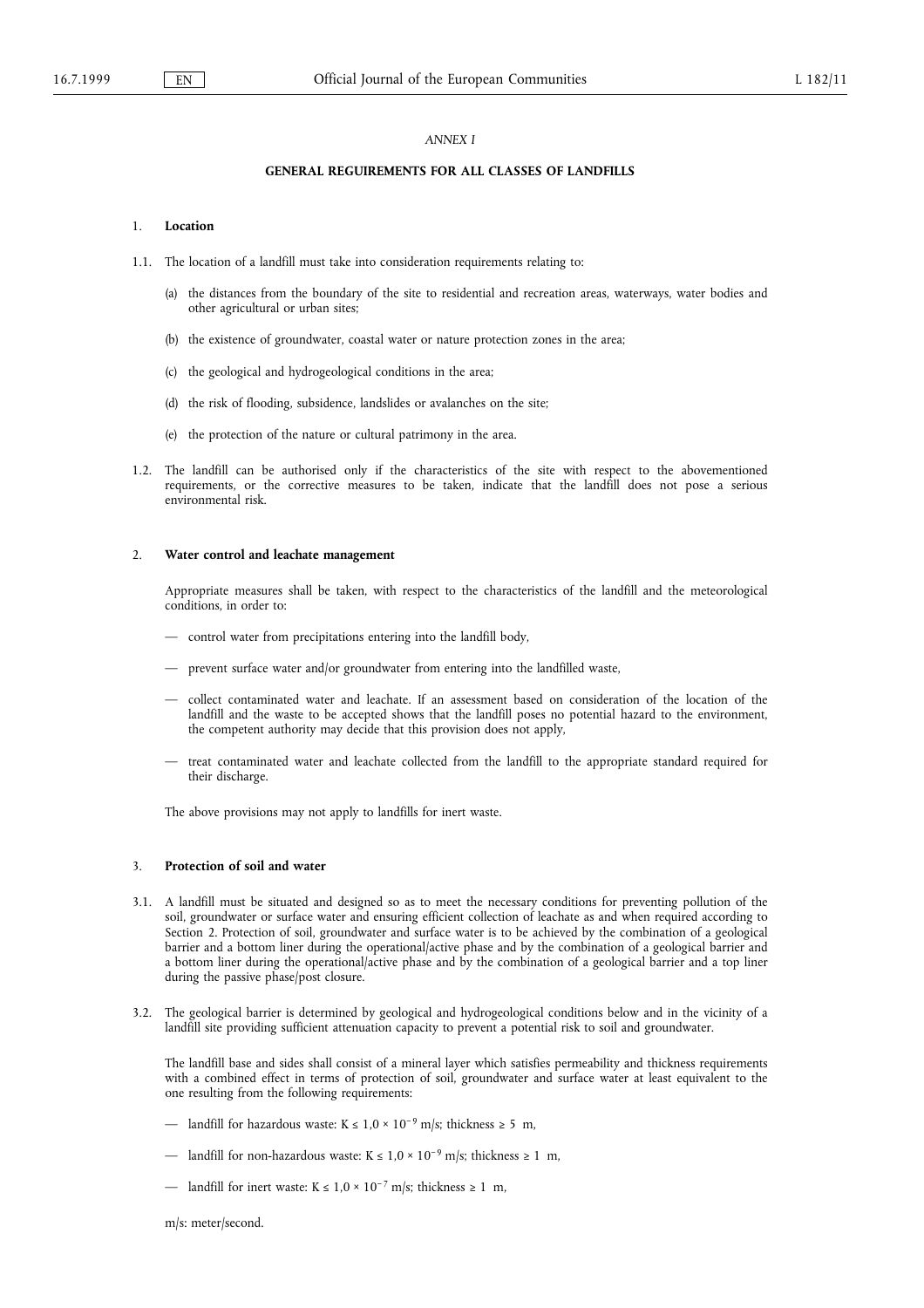*ANNEX I*

## GENERAL REGUIREMENTS FOR ALL CLASSES OF LANDFILLS

### 1. Location

1.1. The location of a landfill must take into consideration requirements relating to:

(a) the distances from the boundary of the site to residential and recreation areas, waterways, water bodies and other agricultural or urban sites;

(b) the existence of groundwater, coastal water or nature protection zones in the area;

(c) the geological and hydrogeological conditions in the area;

(d) the risk of flooding, subsidence, landslides or avalanches on the site;

(e) the protection of the nature or cultural patrimony in the area.

1.2. The landfill can be authorised only if the characteristics of the site with respect to the abovementioned requirements, or the corrective measures to be taken, indicate that the landfill does not pose a serious environmental risk.

### 2. Water control and leachate management

Appropriate measures shall be taken, with respect to the characteristics of the landfill and the meteorological conditions, in order to:

— control water from precipitations entering into the landfill body,

— prevent surface water and/or groundwater from entering into the landfilled waste,

— collect contaminated water and leachate. If an assessment based on consideration of the location of the landfill and the waste to be accepted shows that the landfill poses no potential hazard to the environment, the competent authority may decide that this provision does not apply,

— treat contaminated water and leachate collected from the landfill to the appropriate standard required for their discharge.

The above provisions may not apply to landfills for inert waste.

### 3. Protection of soil and water

3.1. A landfill must be situated and designed so as to meet the necessary conditions for preventing pollution of the soil, groundwater or surface water and ensuring efficient collection of leachate as and when required according to Section 2. Protection of soil, groundwater and surface water is to be achieved by the combination of a geological barrier and a bottom liner during the operational/active phase and by the combination of a geological barrier and a bottom liner during the operational/active phase and by the combination of a geological barrier and a top liner during the passive phase/post closure.

3.2. The geological barrier is determined by geological and hydrogeological conditions below and in the vicinity of a landfill site providing sufficient attenuation capacity to prevent a potential risk to soil and groundwater.

The landfill base and sides shall consist of a mineral layer which satisfies permeability and thickness requirements with a combined effect in terms of protection of soil, groundwater and surface water at least equivalent to the one resulting from the following requirements:

— landfill for hazardous waste: $K \leq 1{,}0 \times 10^{-9}$ m/s; thickness $\geq 5$ m,

— landfill for non-hazardous waste: $K \leq 1{,}0 \times 10^{-9}$ m/s; thickness $\geq 1$ m,

— landfill for inert waste: $K \leq 1{,}0 \times 10^{-7}$ m/s; thickness $\geq 1$ m,

m/s: meter/second.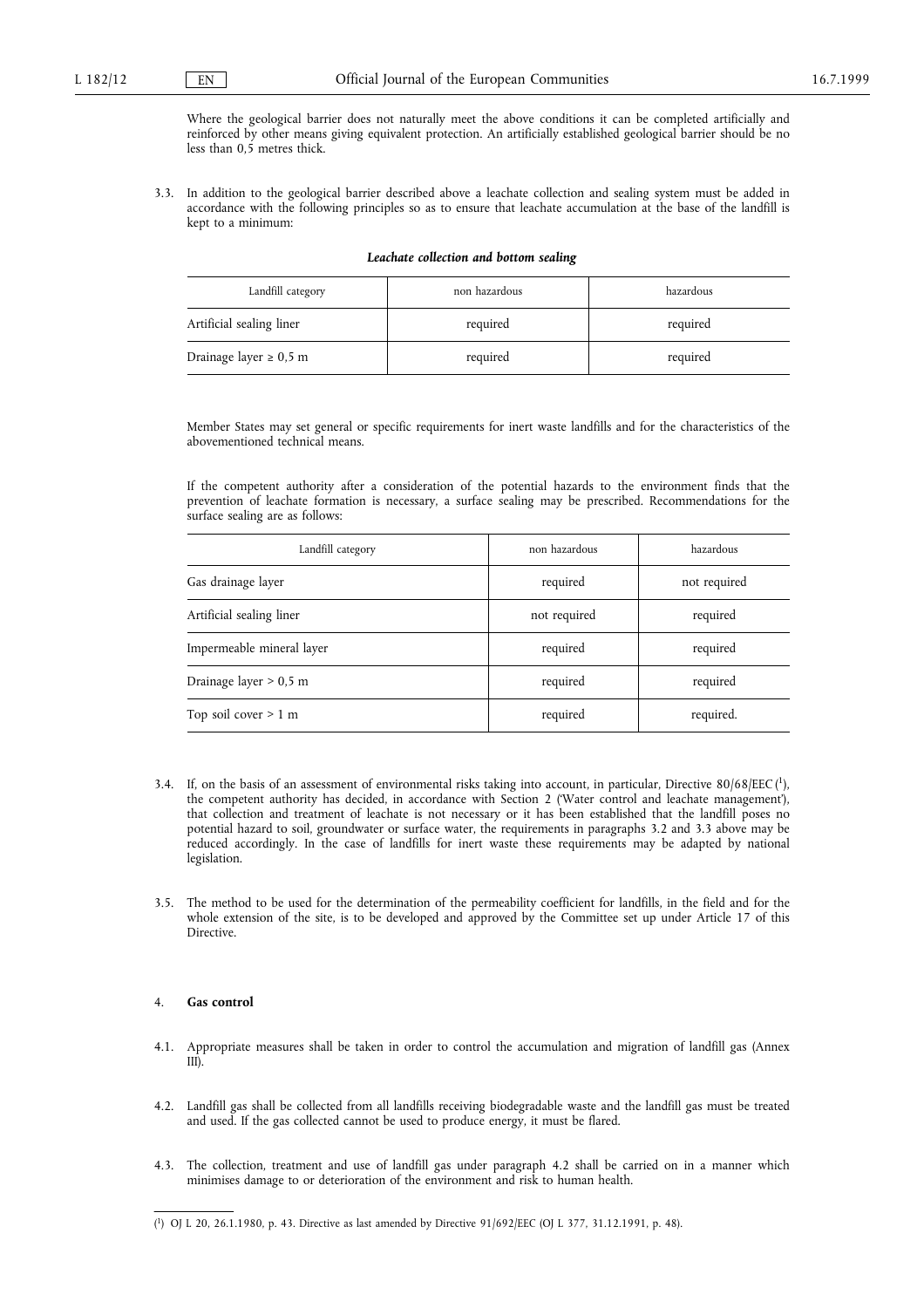Where the geological barrier does not naturally meet the above conditions it can be completed artificially and reinforced by other means giving equivalent protection. An artificially established geological barrier should be no less than 0,5 metres thick.

3.3. In addition to the geological barrier described above a leachate collection and sealing system must be added in accordance with the following principles so as to ensure that leachate accumulation at the base of the landfill is kept to a minimum:

***Leachate collection and bottom sealing***

| Landfill category | non hazardous | hazardous |
|---|---|---|
| Artificial sealing liner | required | required |
| Drainage layer ≥ 0,5 m | required | required |

Member States may set general or specific requirements for inert waste landfills and for the characteristics of the abovementioned technical means.

If the competent authority after a consideration of the potential hazards to the environment finds that the prevention of leachate formation is necessary, a surface sealing may be prescribed. Recommendations for the surface sealing are as follows:

| Landfill category | non hazardous | hazardous |
|---|---|---|
| Gas drainage layer | required | not required |
| Artificial sealing liner | not required | required |
| Impermeable mineral layer | required | required |
| Drainage layer > 0,5 m | required | required |
| Top soil cover > 1 m | required | required. |

3.4. If, on the basis of an assessment of environmental risks taking into account, in particular, Directive 80/68/EEC [1], the competent authority has decided, in accordance with Section 2 ('Water control and leachate management'), that collection and treatment of leachate is not necessary or it has been established that the landfill poses no potential hazard to soil, groundwater or surface water, the requirements in paragraphs 3.2 and 3.3 above may be reduced accordingly. In the case of landfills for inert waste these requirements may be adapted by national legislation.

3.5. The method to be used for the determination of the permeability coefficient for landfills, in the field and for the whole extension of the site, is to be developed and approved by the Committee set up under Article 17 of this Directive.

4. **Gas control**

4.1. Appropriate measures shall be taken in order to control the accumulation and migration of landfill gas (Annex III).

4.2. Landfill gas shall be collected from all landfills receiving biodegradable waste and the landfill gas must be treated and used. If the gas collected cannot be used to produce energy, it must be flared.

4.3. The collection, treatment and use of landfill gas under paragraph 4.2 shall be carried on in a manner which minimises damage to or deterioration of the environment and risk to human health.

---

[1] OJ L 20, 26.1.1980, p. 43. Directive as last amended by Directive 91/692/EEC (OJ L 377, 31.12.1991, p. 48).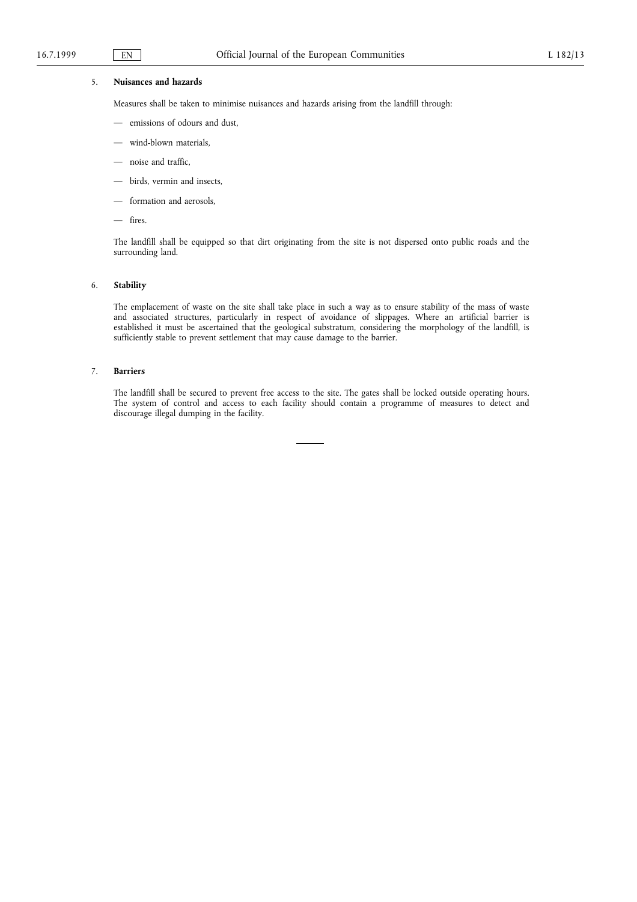5. **Nuisances and hazards**

Measures shall be taken to minimise nuisances and hazards arising from the landfill through:

— emissions of odours and dust,

— wind-blown materials,

— noise and traffic,

— birds, vermin and insects,

— formation and aerosols,

— fires.

The landfill shall be equipped so that dirt originating from the site is not dispersed onto public roads and the surrounding land.

6. **Stability**

The emplacement of waste on the site shall take place in such a way as to ensure stability of the mass of waste and associated structures, particularly in respect of avoidance of slippages. Where an artificial barrier is established it must be ascertained that the geological substratum, considering the morphology of the landfill, is sufficiently stable to prevent settlement that may cause damage to the barrier.

7. **Barriers**

The landfill shall be secured to prevent free access to the site. The gates shall be locked outside operating hours. The system of control and access to each facility should contain a programme of measures to detect and discourage illegal dumping in the facility.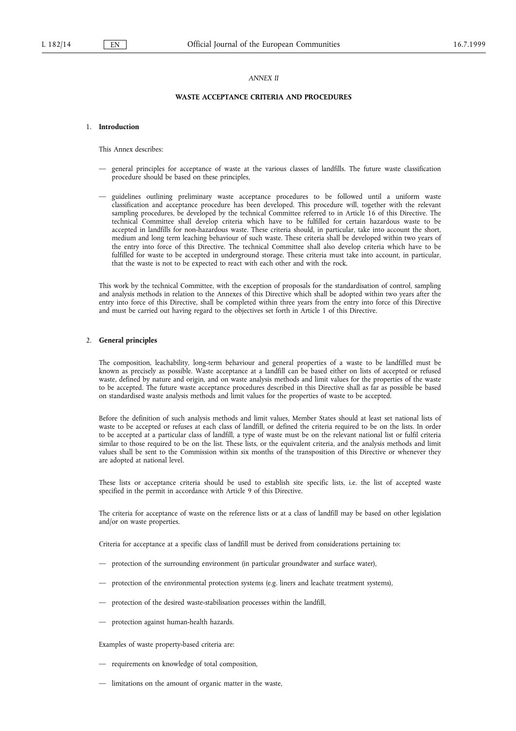*ANNEX II*

## WASTE ACCEPTANCE CRITERIA AND PROCEDURES

### 1. Introduction

This Annex describes:

- general principles for acceptance of waste at the various classes of landfills. The future waste classification procedure should be based on these principles,
- guidelines outlining preliminary waste acceptance procedures to be followed until a uniform waste classification and acceptance procedure has been developed. This procedure will, together with the relevant sampling procedures, be developed by the technical Committee referred to in Article 16 of this Directive. The technical Committee shall develop criteria which have to be fulfilled for certain hazardous waste to be accepted in landfills for non-hazardous waste. These criteria should, in particular, take into account the short, medium and long term leaching behaviour of such waste. These criteria shall be developed within two years of the entry into force of this Directive. The technical Committee shall also develop criteria which have to be fulfilled for waste to be accepted in underground storage. These criteria must take into account, in particular, that the waste is not to be expected to react with each other and with the rock.

This work by the technical Committee, with the exception of proposals for the standardisation of control, sampling and analysis methods in relation to the Annexes of this Directive which shall be adopted within two years after the entry into force of this Directive, shall be completed within three years from the entry into force of this Directive and must be carried out having regard to the objectives set forth in Article 1 of this Directive.

### 2. General principles

The composition, leachability, long-term behaviour and general properties of a waste to be landfilled must be known as precisely as possible. Waste acceptance at a landfill can be based either on lists of accepted or refused waste, defined by nature and origin, and on waste analysis methods and limit values for the properties of the waste to be accepted. The future waste acceptance procedures described in this Directive shall as far as possible be based on standardised waste analysis methods and limit values for the properties of waste to be accepted.

Before the definition of such analysis methods and limit values, Member States should at least set national lists of waste to be accepted or refuses at each class of landfill, or defined the criteria required to be on the lists. In order to be accepted at a particular class of landfill, a type of waste must be on the relevant national list or fulfil criteria similar to those required to be on the list. These lists, or the equivalent criteria, and the analysis methods and limit values shall be sent to the Commission within six months of the transposition of this Directive or whenever they are adopted at national level.

These lists or acceptance criteria should be used to establish site specific lists, i.e. the list of accepted waste specified in the permit in accordance with Article 9 of this Directive.

The criteria for acceptance of waste on the reference lists or at a class of landfill may be based on other legislation and/or on waste properties.

Criteria for acceptance at a specific class of landfill must be derived from considerations pertaining to:

- protection of the surrounding environment (in particular groundwater and surface water),
- protection of the environmental protection systems (e.g. liners and leachate treatment systems),
- protection of the desired waste-stabilisation processes within the landfill,
- protection against human-health hazards.

Examples of waste property-based criteria are:

- requirements on knowledge of total composition,
- limitations on the amount of organic matter in the waste,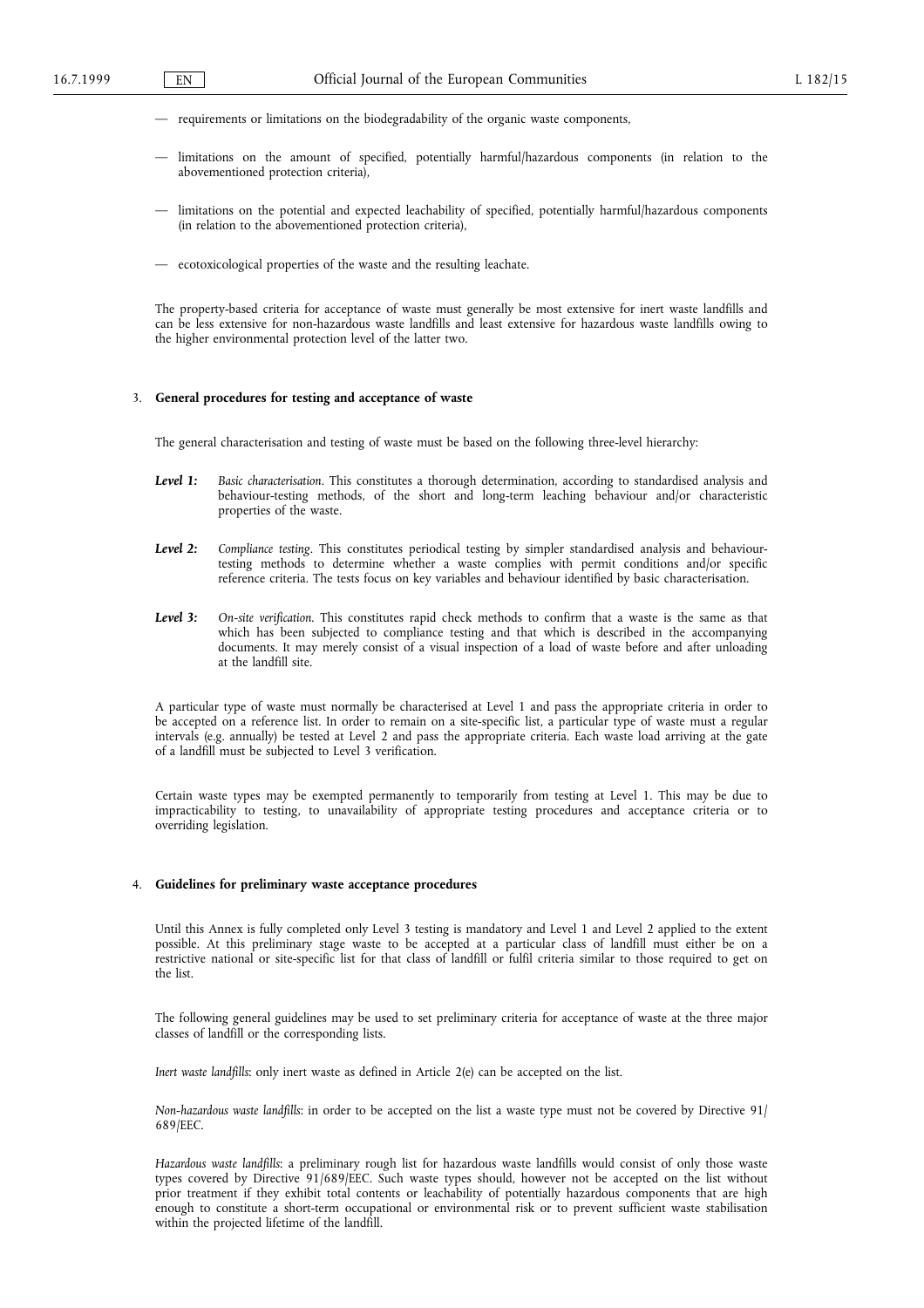— requirements or limitations on the biodegradability of the organic waste components,

— limitations on the amount of specified, potentially harmful/hazardous components (in relation to the abovementioned protection criteria),

— limitations on the potential and expected leachability of specified, potentially harmful/hazardous components (in relation to the abovementioned protection criteria),

— ecotoxicological properties of the waste and the resulting leachate.

The property-based criteria for acceptance of waste must generally be most extensive for inert waste landfills and can be less extensive for non-hazardous waste landfills and least extensive for hazardous waste landfills owing to the higher environmental protection level of the latter two.

### 3. General procedures for testing and acceptance of waste

The general characterisation and testing of waste must be based on the following three-level hierarchy:

***Level 1:*** *Basic characterisation*. This constitutes a thorough determination, according to standardised analysis and behaviour-testing methods, of the short and long-term leaching behaviour and/or characteristic properties of the waste.

***Level 2:*** *Compliance testing*. This constitutes periodical testing by simpler standardised analysis and behaviour-testing methods to determine whether a waste complies with permit conditions and/or specific reference criteria. The tests focus on key variables and behaviour identified by basic characterisation.

***Level 3:*** *On-site verification*. This constitutes rapid check methods to confirm that a waste is the same as that which has been subjected to compliance testing and that which is described in the accompanying documents. It may merely consist of a visual inspection of a load of waste before and after unloading at the landfill site.

A particular type of waste must normally be characterised at Level 1 and pass the appropriate criteria in order to be accepted on a reference list. In order to remain on a site-specific list, a particular type of waste must a regular intervals (e.g. annually) be tested at Level 2 and pass the appropriate criteria. Each waste load arriving at the gate of a landfill must be subjected to Level 3 verification.

Certain waste types may be exempted permanently to temporarily from testing at Level 1. This may be due to impracticability to testing, to unavailability of appropriate testing procedures and acceptance criteria or to overriding legislation.

### 4. Guidelines for preliminary waste acceptance procedures

Until this Annex is fully completed only Level 3 testing is mandatory and Level 1 and Level 2 applied to the extent possible. At this preliminary stage waste to be accepted at a particular class of landfill must either be on a restrictive national or site-specific list for that class of landfill or fulfil criteria similar to those required to get on the list.

The following general guidelines may be used to set preliminary criteria for acceptance of waste at the three major classes of landfill or the corresponding lists.

*Inert waste landfills*: only inert waste as defined in Article 2(e) can be accepted on the list.

*Non-hazardous waste landfills*: in order to be accepted on the list a waste type must not be covered by Directive 91/689/EEC.

*Hazardous waste landfills*: a preliminary rough list for hazardous waste landfills would consist of only those waste types covered by Directive 91/689/EEC. Such waste types should, however not be accepted on the list without prior treatment if they exhibit total contents or leachability of potentially hazardous components that are high enough to constitute a short-term occupational or environmental risk or to prevent sufficient waste stabilisation within the projected lifetime of the landfill.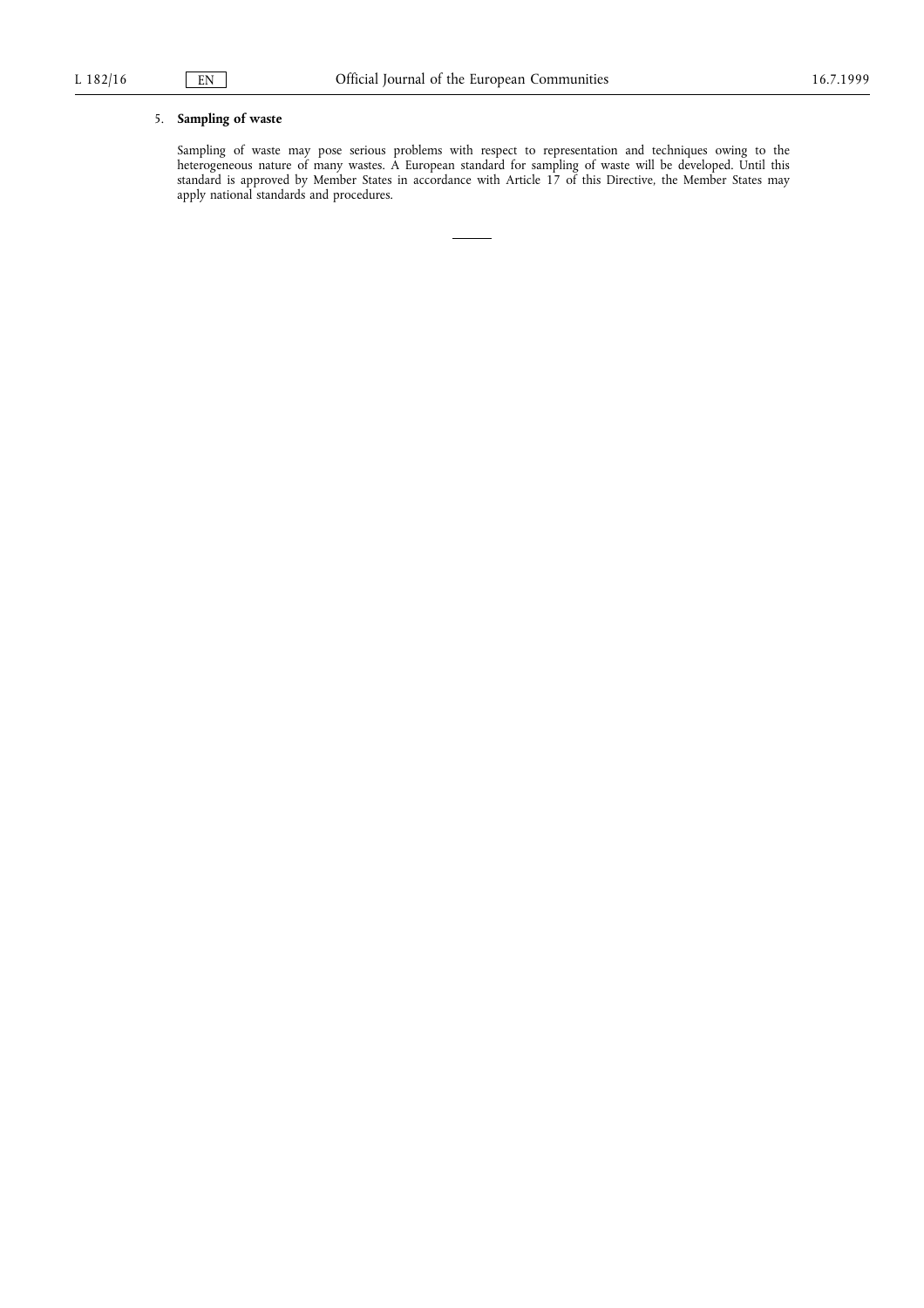5. **Sampling of waste**

Sampling of waste may pose serious problems with respect to representation and techniques owing to the heterogeneous nature of many wastes. A European standard for sampling of waste will be developed. Until this standard is approved by Member States in accordance with Article 17 of this Directive, the Member States may apply national standards and procedures.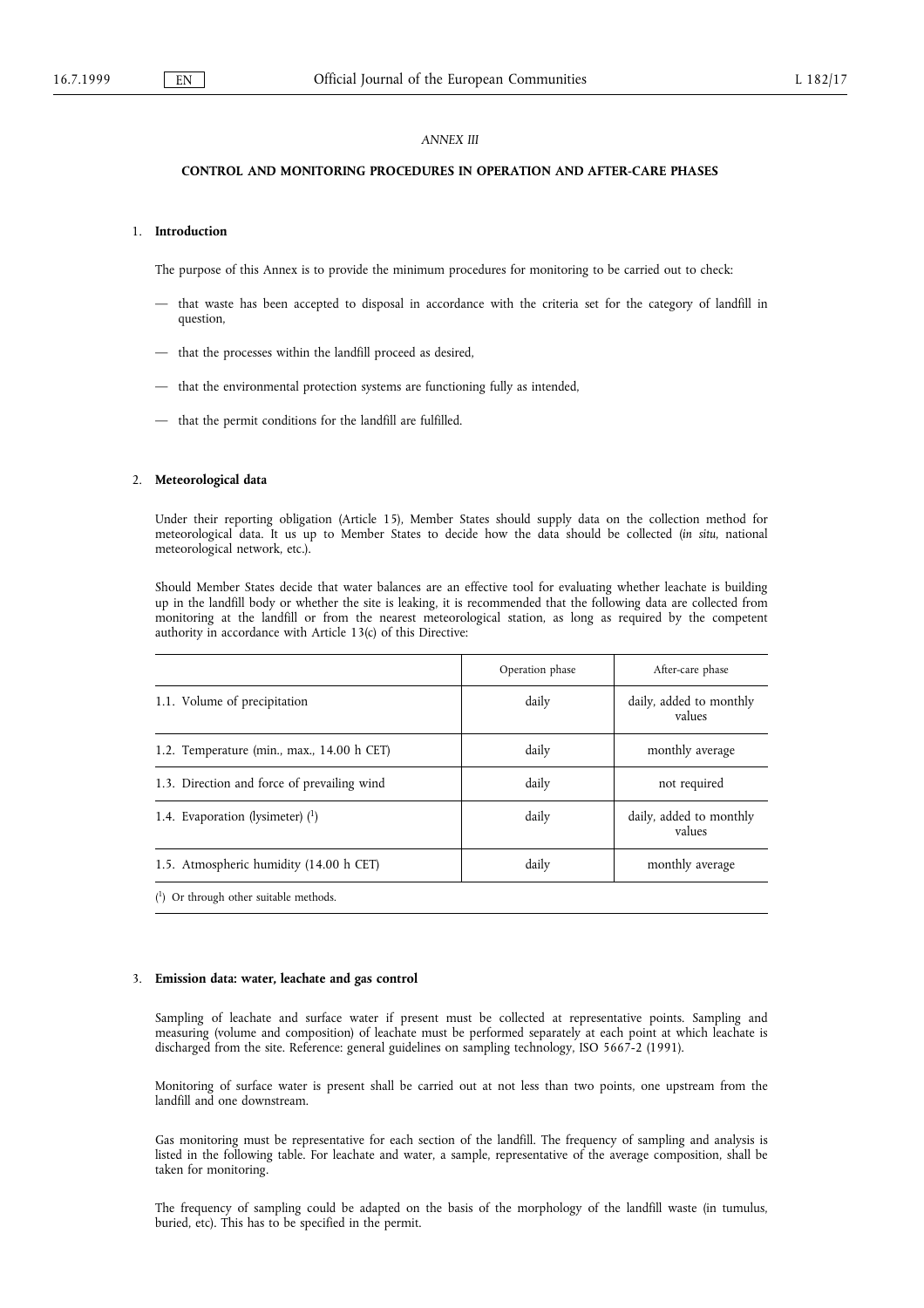*ANNEX III*

## CONTROL AND MONITORING PROCEDURES IN OPERATION AND AFTER-CARE PHASES

### 1. Introduction

The purpose of this Annex is to provide the minimum procedures for monitoring to be carried out to check:

- that waste has been accepted to disposal in accordance with the criteria set for the category of landfill in question,
- that the processes within the landfill proceed as desired,
- that the environmental protection systems are functioning fully as intended,
- that the permit conditions for the landfill are fulfilled.

### 2. Meteorological data

Under their reporting obligation (Article 15), Member States should supply data on the collection method for meteorological data. It us up to Member States to decide how the data should be collected (*in situ*, national meteorological network, etc.).

Should Member States decide that water balances are an effective tool for evaluating whether leachate is building up in the landfill body or whether the site is leaking, it is recommended that the following data are collected from monitoring at the landfill or from the nearest meteorological station, as long as required by the competent authority in accordance with Article 13(c) of this Directive:

| | Operation phase | After-care phase |
|---|---|---|
| 1.1. Volume of precipitation | daily | daily, added to monthly values |
| 1.2. Temperature (min., max., 14.00 h CET) | daily | monthly average |
| 1.3. Direction and force of prevailing wind | daily | not required |
| 1.4. Evaporation (lysimeter) [1] | daily | daily, added to monthly values |
| 1.5. Atmospheric humidity (14.00 h CET) | daily | monthly average |

[1] Or through other suitable methods.

### 3. Emission data: water, leachate and gas control

Sampling of leachate and surface water if present must be collected at representative points. Sampling and measuring (volume and composition) of leachate must be performed separately at each point at which leachate is discharged from the site. Reference: general guidelines on sampling technology, ISO 5667-2 (1991).

Monitoring of surface water is present shall be carried out at not less than two points, one upstream from the landfill and one downstream.

Gas monitoring must be representative for each section of the landfill. The frequency of sampling and analysis is listed in the following table. For leachate and water, a sample, representative of the average composition, shall be taken for monitoring.

The frequency of sampling could be adapted on the basis of the morphology of the landfill waste (in tumulus, buried, etc). This has to be specified in the permit.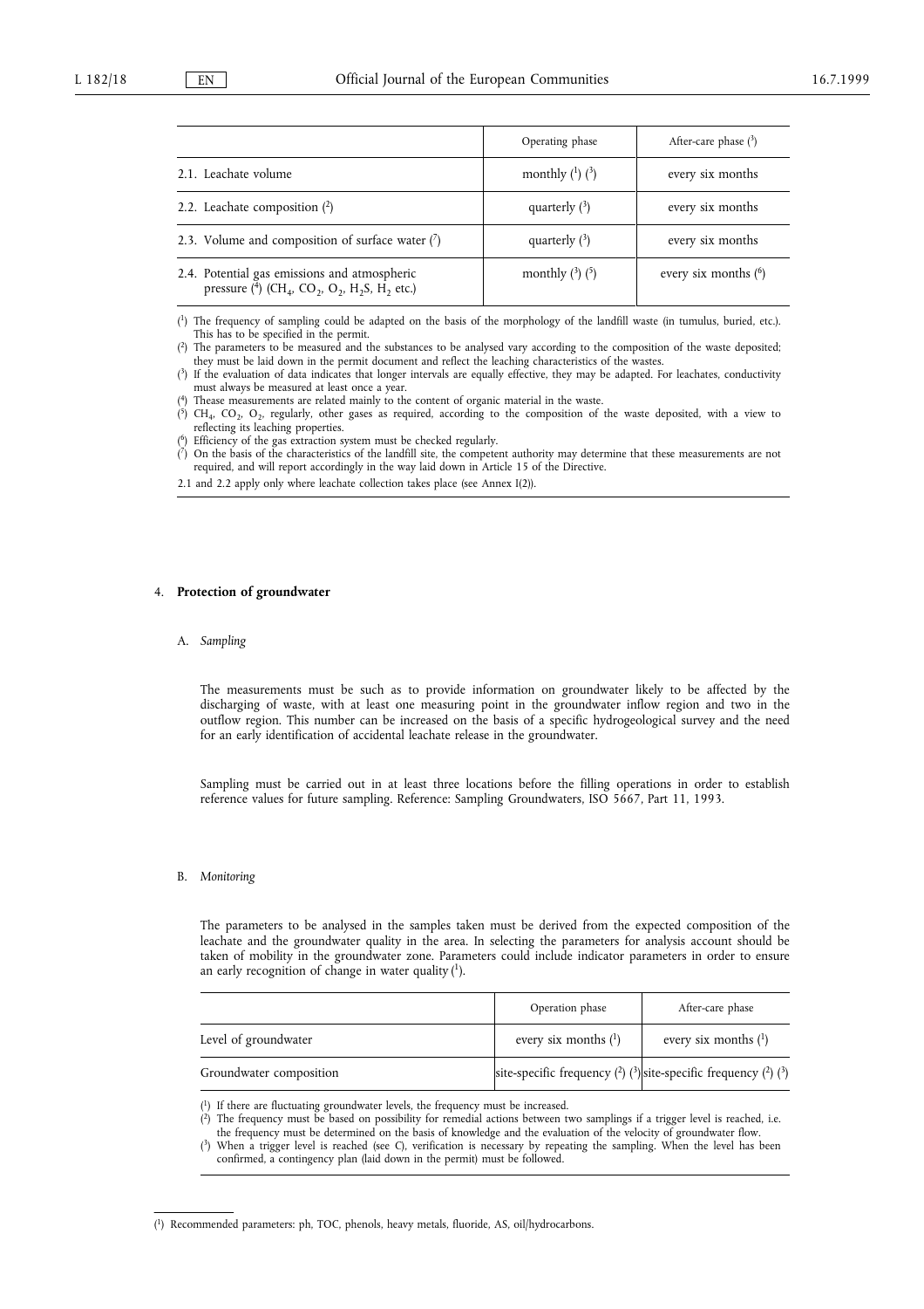| | Operating phase | After-care phase [3] |
|---|---|---|
| 2.1. Leachate volume | monthly [1] [3] | every six months |
| 2.2. Leachate composition [2] | quarterly [3] | every six months |
| 2.3. Volume and composition of surface water [7] | quarterly [3] | every six months |
| 2.4. Potential gas emissions and atmospheric pressure [4] ($CH_4$, $CO_2$, $O_2$, $H_2S$, $H_2$ etc.) | monthly [3] [5] | every six months [6] |

[1] The frequency of sampling could be adapted on the basis of the morphology of the landfill waste (in tumulus, buried, etc.). This has to be specified in the permit.

[2] The parameters to be measured and the substances to be analysed vary according to the composition of the waste deposited; they must be laid down in the permit document and reflect the leaching characteristics of the wastes.

[3] If the evaluation of data indicates that longer intervals are equally effective, they may be adapted. For leachates, conductivity must always be measured at least once a year.

[4] Thease measurements are related mainly to the content of organic material in the waste.

[5] $CH_4$, $CO_2$, $O_2$, regularly, other gases as required, according to the composition of the waste deposited, with a view to reflecting its leaching properties.

[6] Efficiency of the gas extraction system must be checked regularly.

[7] On the basis of the characteristics of the landfill site, the competent authority may determine that these measurements are not required, and will report accordingly in the way laid down in Article 15 of the Directive.

2.1 and 2.2 apply only where leachate collection takes place (see Annex I(2)).

## 4. **Protection of groundwater**

### A. *Sampling*

The measurements must be such as to provide information on groundwater likely to be affected by the discharging of waste, with at least one measuring point in the groundwater inflow region and two in the outflow region. This number can be increased on the basis of a specific hydrogeological survey and the need for an early identification of accidental leachate release in the groundwater.

Sampling must be carried out in at least three locations before the filling operations in order to establish reference values for future sampling. Reference: Sampling Groundwaters, ISO 5667, Part 11, 1993.

### B. *Monitoring*

The parameters to be analysed in the samples taken must be derived from the expected composition of the leachate and the groundwater quality in the area. In selecting the parameters for analysis account should be taken of mobility in the groundwater zone. Parameters could include indicator parameters in order to ensure an early recognition of change in water quality [1].

| | Operation phase | After-care phase |
|---|---|---|
| Level of groundwater | every six months [1] | every six months [1] |
| Groundwater composition | site-specific frequency [2] [3] | site-specific frequency [2] [3] |

[1] If there are fluctuating groundwater levels, the frequency must be increased.

[2] The frequency must be based on possibility for remedial actions between two samplings if a trigger level is reached, i.e. the frequency must be determined on the basis of knowledge and the evaluation of the velocity of groundwater flow.

[3] When a trigger level is reached (see C), verification is necessary by repeating the sampling. When the level has been confirmed, a contingency plan (laid down in the permit) must be followed.

[1] Recommended parameters: ph, TOC, phenols, heavy metals, fluoride, AS, oil/hydrocarbons.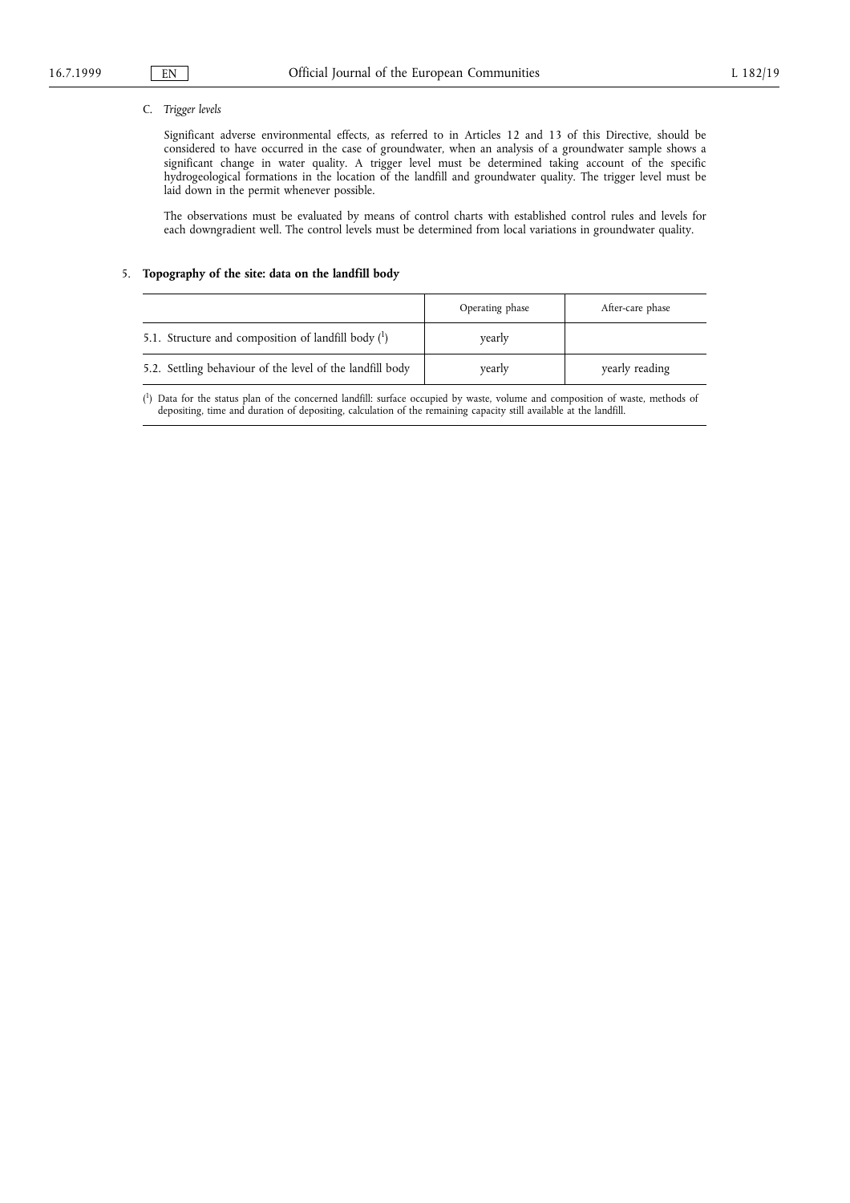C. *Trigger levels*

Significant adverse environmental effects, as referred to in Articles 12 and 13 of this Directive, should be considered to have occurred in the case of groundwater, when an analysis of a groundwater sample shows a significant change in water quality. A trigger level must be determined taking account of the specific hydrogeological formations in the location of the landfill and groundwater quality. The trigger level must be laid down in the permit whenever possible.

The observations must be evaluated by means of control charts with established control rules and levels for each downgradient well. The control levels must be determined from local variations in groundwater quality.

5. **Topography of the site: data on the landfill body**

| | Operating phase | After-care phase |
|---|---|---|
| 5.1. Structure and composition of landfill body [1] | yearly | |
| 5.2. Settling behaviour of the level of the landfill body | yearly | yearly reading |

[1] Data for the status plan of the concerned landfill: surface occupied by waste, volume and composition of waste, methods of depositing, time and duration of depositing, calculation of the remaining capacity still available at the landfill.